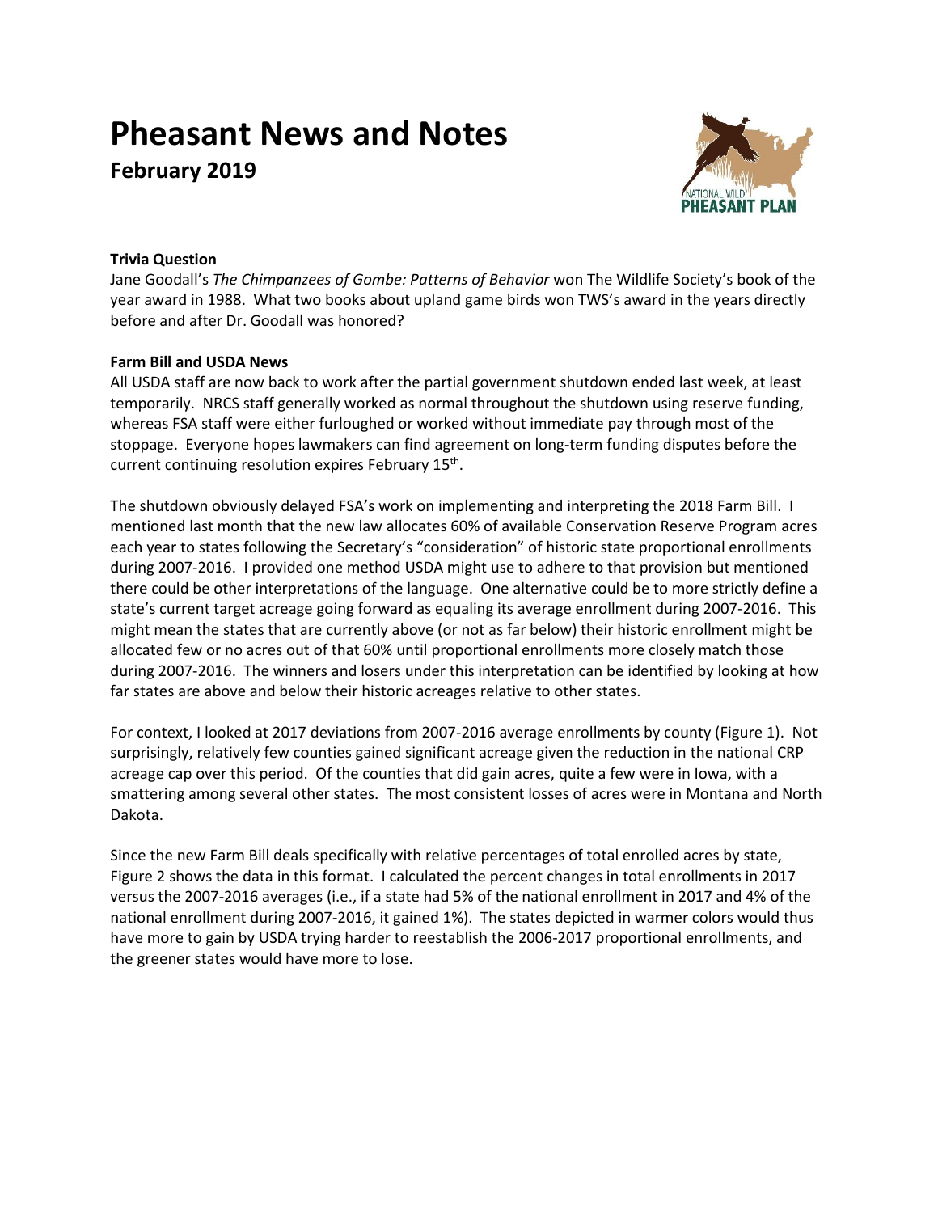# Pheasant News and Notes

## February 2019

**Trivia Question**

Jane Goodall's *The Chimpanzees of Gombe: Patterns of Behavior* won The Wildlife Society's book of the year award in 1988. What two books about upland game birds won TWS's award in the years directly before and after Dr. Goodall was honored?

**Farm Bill and USDA News**

All USDA staff are now back to work after the partial government shutdown ended last week, at least temporarily. NRCS staff generally worked as normal throughout the shutdown using reserve funding, whereas FSA staff were either furloughed or worked without immediate pay through most of the stoppage. Everyone hopes lawmakers can find agreement on long-term funding disputes before the current continuing resolution expires February 15th.

The shutdown obviously delayed FSA's work on implementing and interpreting the 2018 Farm Bill. I mentioned last month that the new law allocates 60% of available Conservation Reserve Program acres each year to states following the Secretary's "consideration" of historic state proportional enrollments during 2007-2016. I provided one method USDA might use to adhere to that provision but mentioned there could be other interpretations of the language. One alternative could be to more strictly define a state's current target acreage going forward as equaling its average enrollment during 2007-2016. This might mean the states that are currently above (or not as far below) their historic enrollment might be allocated few or no acres out of that 60% until proportional enrollments more closely match those during 2007-2016. The winners and losers under this interpretation can be identified by looking at how far states are above and below their historic acreages relative to other states.

For context, I looked at 2017 deviations from 2007-2016 average enrollments by county (Figure 1). Not surprisingly, relatively few counties gained significant acreage given the reduction in the national CRP acreage cap over this period. Of the counties that did gain acres, quite a few were in Iowa, with a smattering among several other states. The most consistent losses of acres were in Montana and North Dakota.

Since the new Farm Bill deals specifically with relative percentages of total enrolled acres by state, Figure 2 shows the data in this format. I calculated the percent changes in total enrollments in 2017 versus the 2007-2016 averages (i.e., if a state had 5% of the national enrollment in 2017 and 4% of the national enrollment during 2007-2016, it gained 1%). The states depicted in warmer colors would thus have more to gain by USDA trying harder to reestablish the 2006-2017 proportional enrollments, and the greener states would have more to lose.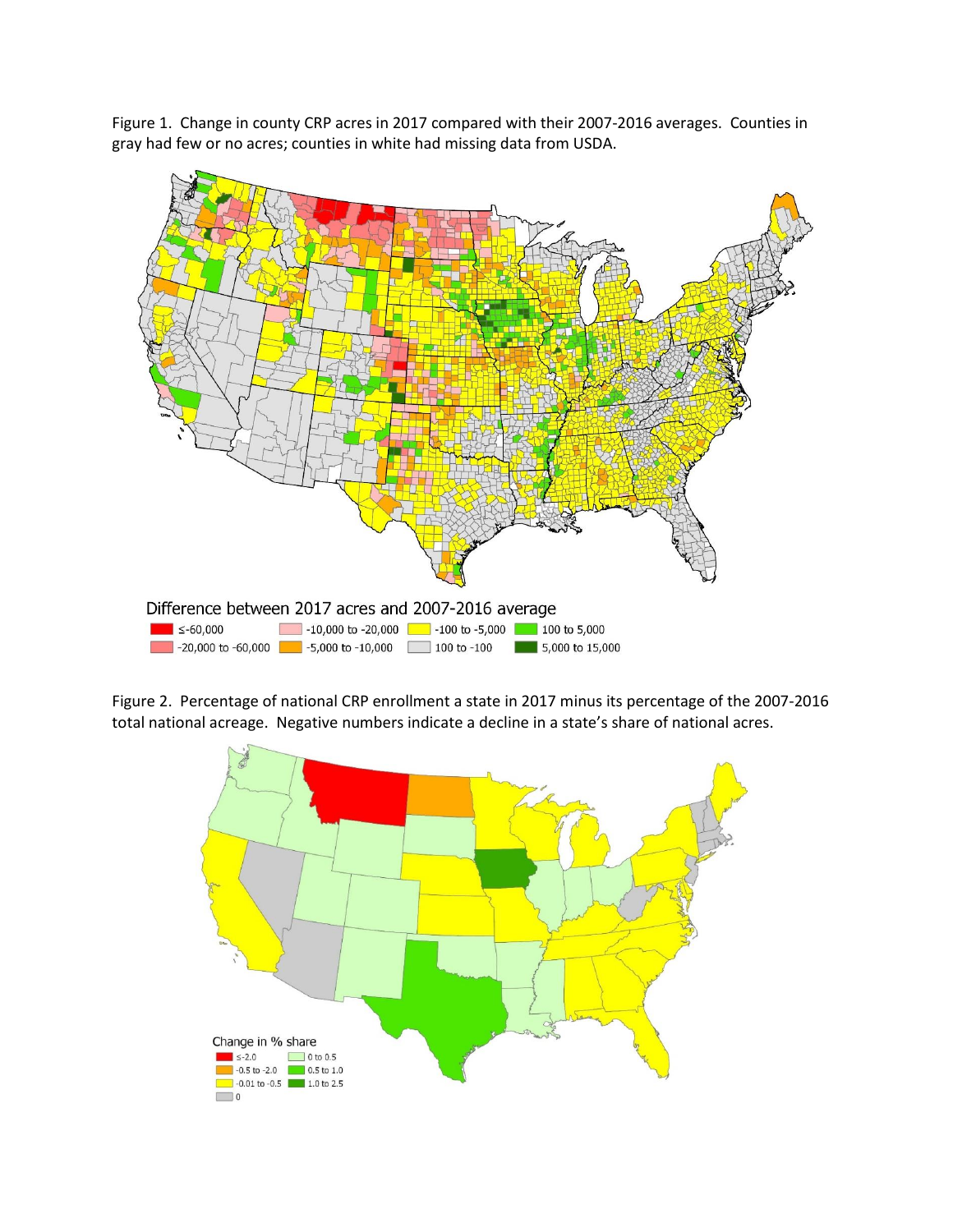Figure 1. Change in county CRP acres in 2017 compared with their 2007-2016 averages. Counties in gray had few or no acres; counties in white had missing data from USDA.

Difference between 2017 acres and 2007-2016 average

Figure 2. Percentage of national CRP enrollment a state in 2017 minus its percentage of the 2007-2016 total national acreage. Negative numbers indicate a decline in a state's share of national acres.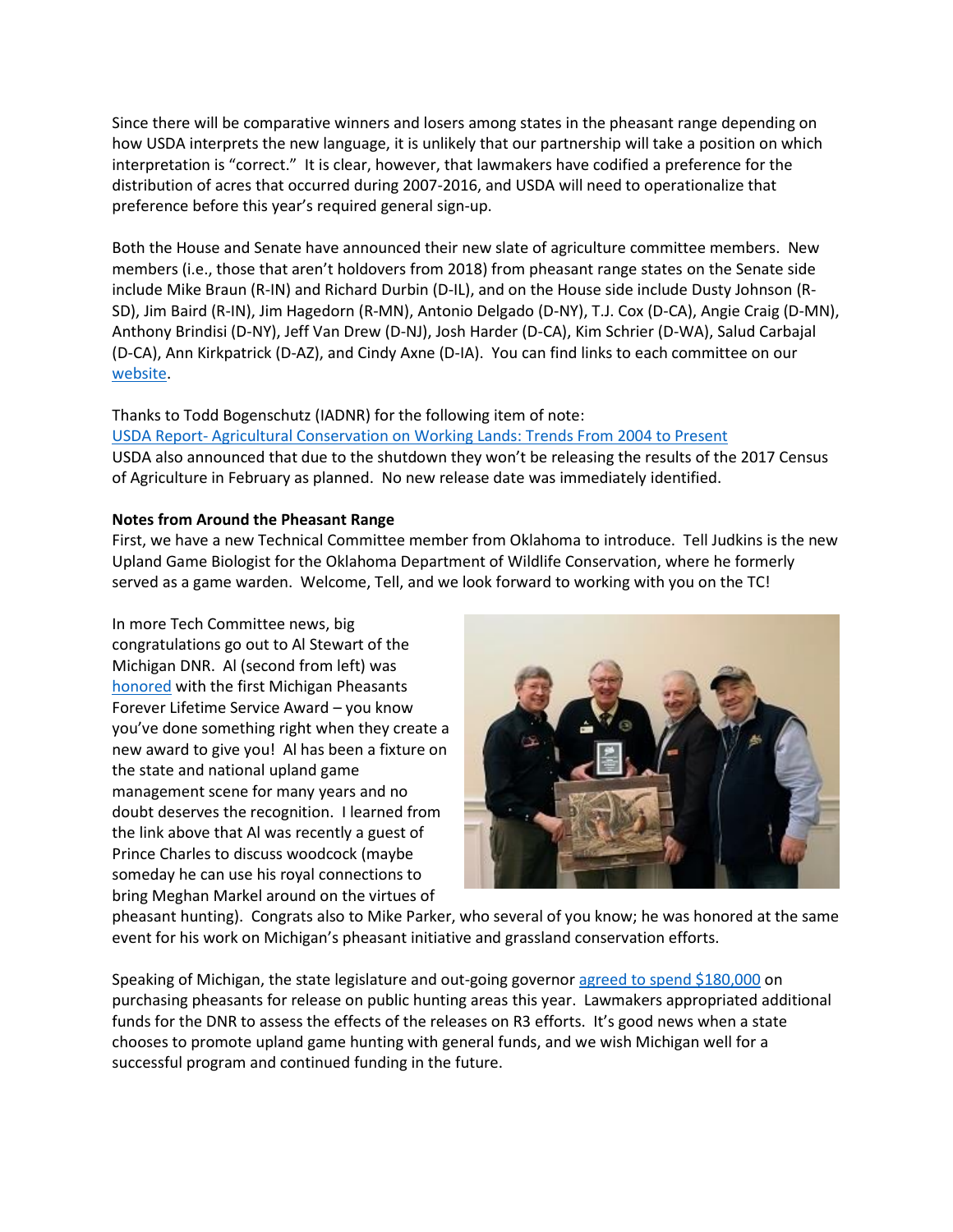Since there will be comparative winners and losers among states in the pheasant range depending on how USDA interprets the new language, it is unlikely that our partnership will take a position on which interpretation is "correct." It is clear, however, that lawmakers have codified a preference for the distribution of acres that occurred during 2007-2016, and USDA will need to operationalize that preference before this year's required general sign-up.

Both the House and Senate have announced their new slate of agriculture committee members. New members (i.e., those that aren't holdovers from 2018) from pheasant range states on the Senate side include Mike Braun (R-IN) and Richard Durbin (D-IL), and on the House side include Dusty Johnson (R-SD), Jim Baird (R-IN), Jim Hagedorn (R-MN), Antonio Delgado (D-NY), T.J. Cox (D-CA), Angie Craig (D-MN), Anthony Brindisi (D-NY), Jeff Van Drew (D-NJ), Josh Harder (D-CA), Kim Schrier (D-WA), Salud Carbajal (D-CA), Ann Kirkpatrick (D-AZ), and Cindy Axne (D-IA). You can find links to each committee on our website.

Thanks to Todd Bogenschutz (IADNR) for the following item of note:
USDA Report- Agricultural Conservation on Working Lands: Trends From 2004 to Present
USDA also announced that due to the shutdown they won't be releasing the results of the 2017 Census of Agriculture in February as planned. No new release date was immediately identified.

**Notes from Around the Pheasant Range**

First, we have a new Technical Committee member from Oklahoma to introduce. Tell Judkins is the new Upland Game Biologist for the Oklahoma Department of Wildlife Conservation, where he formerly served as a game warden. Welcome, Tell, and we look forward to working with you on the TC!

In more Tech Committee news, big congratulations go out to Al Stewart of the Michigan DNR. Al (second from left) was honored with the first Michigan Pheasants Forever Lifetime Service Award – you know you've done something right when they create a new award to give you! Al has been a fixture on the state and national upland game management scene for many years and no doubt deserves the recognition. I learned from the link above that Al was recently a guest of Prince Charles to discuss woodcock (maybe someday he can use his royal connections to bring Meghan Markel around on the virtues of pheasant hunting). Congrats also to Mike Parker, who several of you know; he was honored at the same event for his work on Michigan's pheasant initiative and grassland conservation efforts.

Speaking of Michigan, the state legislature and out-going governor agreed to spend $180,000 on purchasing pheasants for release on public hunting areas this year. Lawmakers appropriated additional funds for the DNR to assess the effects of the releases on R3 efforts. It's good news when a state chooses to promote upland game hunting with general funds, and we wish Michigan well for a successful program and continued funding in the future.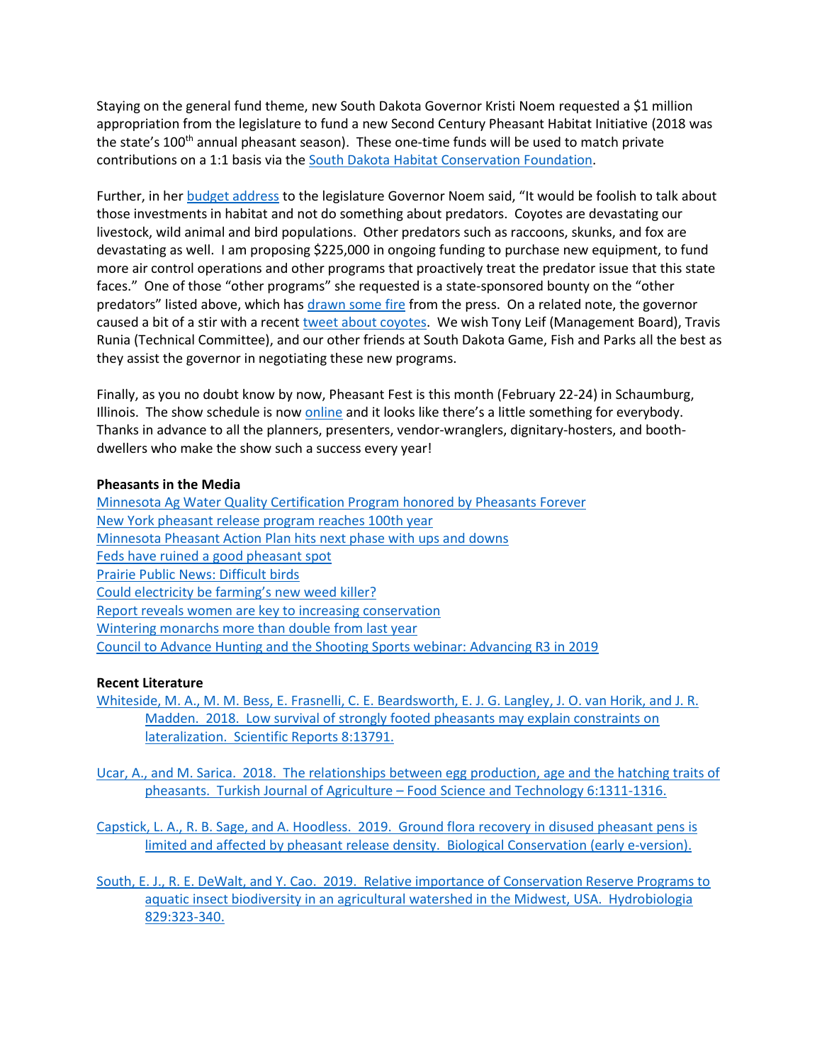Staying on the general fund theme, new South Dakota Governor Kristi Noem requested a $1 million appropriation from the legislature to fund a new Second Century Pheasant Habitat Initiative (2018 was the state's 100th annual pheasant season). These one-time funds will be used to match private contributions on a 1:1 basis via the South Dakota Habitat Conservation Foundation.

Further, in her budget address to the legislature Governor Noem said, "It would be foolish to talk about those investments in habitat and not do something about predators. Coyotes are devastating our livestock, wild animal and bird populations. Other predators such as raccoons, skunks, and fox are devastating as well. I am proposing $225,000 in ongoing funding to purchase new equipment, to fund more air control operations and other programs that proactively treat the predator issue that this state faces." One of those "other programs" she requested is a state-sponsored bounty on the "other predators" listed above, which has drawn some fire from the press. On a related note, the governor caused a bit of a stir with a recent tweet about coyotes. We wish Tony Leif (Management Board), Travis Runia (Technical Committee), and our other friends at South Dakota Game, Fish and Parks all the best as they assist the governor in negotiating these new programs.

Finally, as you no doubt know by now, Pheasant Fest is this month (February 22-24) in Schaumburg, Illinois. The show schedule is now online and it looks like there's a little something for everybody. Thanks in advance to all the planners, presenters, vendor-wranglers, dignitary-hosters, and booth-dwellers who make the show such a success every year!

**Pheasants in the Media**

Minnesota Ag Water Quality Certification Program honored by Pheasants Forever
New York pheasant release program reaches 100th year
Minnesota Pheasant Action Plan hits next phase with ups and downs
Feds have ruined a good pheasant spot
Prairie Public News: Difficult birds
Could electricity be farming's new weed killer?
Report reveals women are key to increasing conservation
Wintering monarchs more than double from last year
Council to Advance Hunting and the Shooting Sports webinar: Advancing R3 in 2019

**Recent Literature**

Whiteside, M. A., M. M. Bess, E. Frasnelli, C. E. Beardsworth, E. J. G. Langley, J. O. van Horik, and J. R. Madden. 2018. Low survival of strongly footed pheasants may explain constraints on lateralization. Scientific Reports 8:13791.

Ucar, A., and M. Sarica. 2018. The relationships between egg production, age and the hatching traits of pheasants. Turkish Journal of Agriculture – Food Science and Technology 6:1311-1316.

Capstick, L. A., R. B. Sage, and A. Hoodless. 2019. Ground flora recovery in disused pheasant pens is limited and affected by pheasant release density. Biological Conservation (early e-version).

South, E. J., R. E. DeWalt, and Y. Cao. 2019. Relative importance of Conservation Reserve Programs to aquatic insect biodiversity in an agricultural watershed in the Midwest, USA. Hydrobiologia 829:323-340.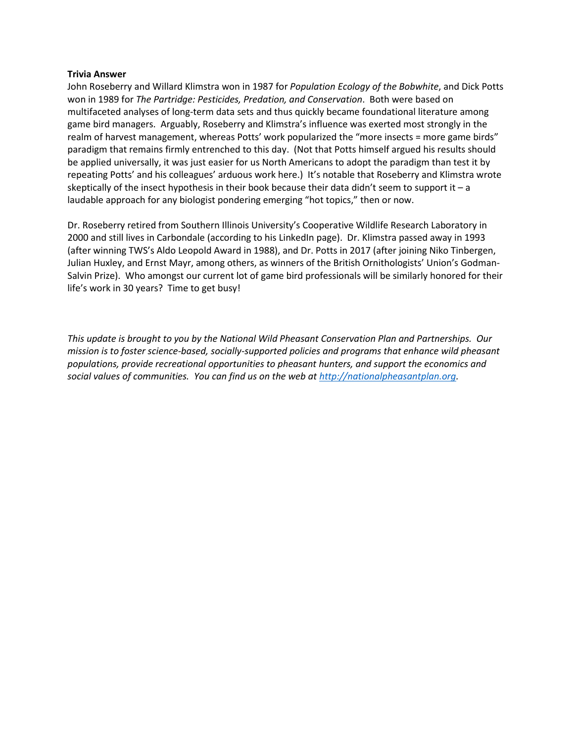**Trivia Answer**

John Roseberry and Willard Klimstra won in 1987 for *Population Ecology of the Bobwhite*, and Dick Potts won in 1989 for *The Partridge: Pesticides, Predation, and Conservation*. Both were based on multifaceted analyses of long-term data sets and thus quickly became foundational literature among game bird managers. Arguably, Roseberry and Klimstra's influence was exerted most strongly in the realm of harvest management, whereas Potts' work popularized the "more insects = more game birds" paradigm that remains firmly entrenched to this day. (Not that Potts himself argued his results should be applied universally, it was just easier for us North Americans to adopt the paradigm than test it by repeating Potts' and his colleagues' arduous work here.) It's notable that Roseberry and Klimstra wrote skeptically of the insect hypothesis in their book because their data didn't seem to support it – a laudable approach for any biologist pondering emerging "hot topics," then or now.

Dr. Roseberry retired from Southern Illinois University's Cooperative Wildlife Research Laboratory in 2000 and still lives in Carbondale (according to his LinkedIn page). Dr. Klimstra passed away in 1993 (after winning TWS's Aldo Leopold Award in 1988), and Dr. Potts in 2017 (after joining Niko Tinbergen, Julian Huxley, and Ernst Mayr, among others, as winners of the British Ornithologists' Union's Godman-Salvin Prize). Who amongst our current lot of game bird professionals will be similarly honored for their life's work in 30 years? Time to get busy!

*This update is brought to you by the National Wild Pheasant Conservation Plan and Partnerships. Our mission is to foster science-based, socially-supported policies and programs that enhance wild pheasant populations, provide recreational opportunities to pheasant hunters, and support the economics and social values of communities. You can find us on the web at [http://nationalpheasantplan.org](http://nationalpheasantplan.org).*